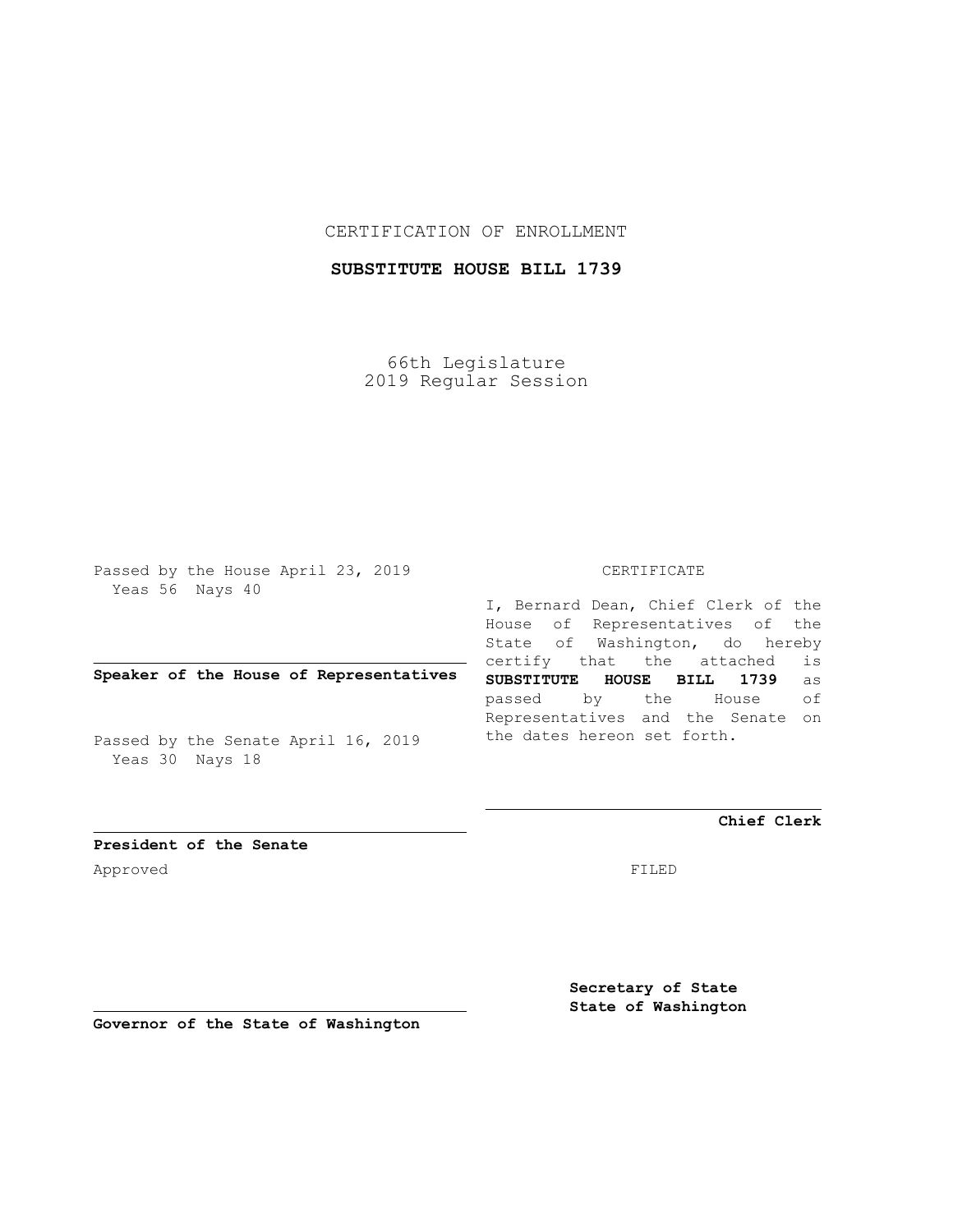CERTIFICATION OF ENROLLMENT

**SUBSTITUTE HOUSE BILL 1739**

66th Legislature
2019 Regular Session

Passed by the House April 23, 2019
Yeas 56 Nays 40

**Speaker of the House of Representatives**

Passed by the Senate April 16, 2019
Yeas 30 Nays 18

**President of the Senate**

Approved

**Governor of the State of Washington**

CERTIFICATE

I, Bernard Dean, Chief Clerk of the House of Representatives of the State of Washington, do hereby certify that the attached is **SUBSTITUTE HOUSE BILL 1739** as passed by the House of Representatives and the Senate on the dates hereon set forth.

**Chief Clerk**

FILED

**Secretary of State**
**State of Washington**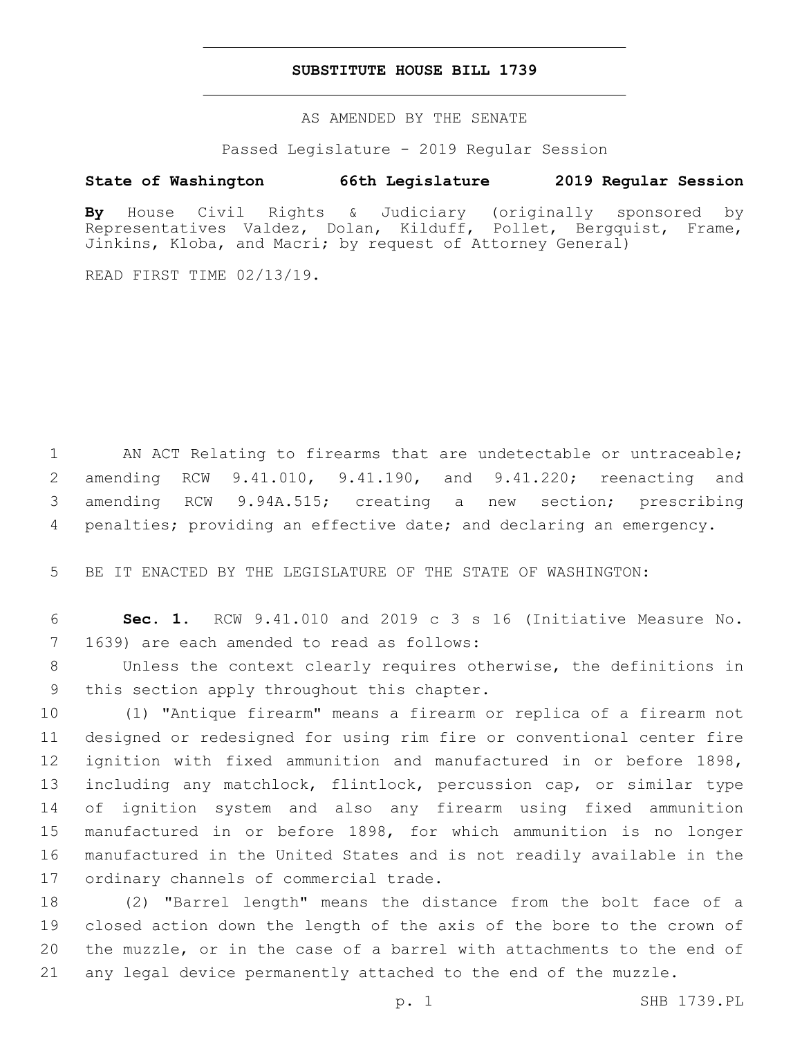# SUBSTITUTE HOUSE BILL 1739

AS AMENDED BY THE SENATE

Passed Legislature - 2019 Regular Session

**State of Washington 66th Legislature 2019 Regular Session**

**By** House Civil Rights & Judiciary (originally sponsored by Representatives Valdez, Dolan, Kilduff, Pollet, Bergquist, Frame, Jinkins, Kloba, and Macri; by request of Attorney General)

READ FIRST TIME 02/13/19.

1 AN ACT Relating to firearms that are undetectable or untraceable;
2 amending RCW 9.41.010, 9.41.190, and 9.41.220; reenacting and
3 amending RCW 9.94A.515; creating a new section; prescribing
4 penalties; providing an effective date; and declaring an emergency.

5 BE IT ENACTED BY THE LEGISLATURE OF THE STATE OF WASHINGTON:

6 **Sec. 1.** RCW 9.41.010 and 2019 c 3 s 16 (Initiative Measure No.
7 1639) are each amended to read as follows:

8 Unless the context clearly requires otherwise, the definitions in
9 this section apply throughout this chapter.

10 (1) "Antique firearm" means a firearm or replica of a firearm not
11 designed or redesigned for using rim fire or conventional center fire
12 ignition with fixed ammunition and manufactured in or before 1898,
13 including any matchlock, flintlock, percussion cap, or similar type
14 of ignition system and also any firearm using fixed ammunition
15 manufactured in or before 1898, for which ammunition is no longer
16 manufactured in the United States and is not readily available in the
17 ordinary channels of commercial trade.

18 (2) "Barrel length" means the distance from the bolt face of a
19 closed action down the length of the axis of the bore to the crown of
20 the muzzle, or in the case of a barrel with attachments to the end of
21 any legal device permanently attached to the end of the muzzle.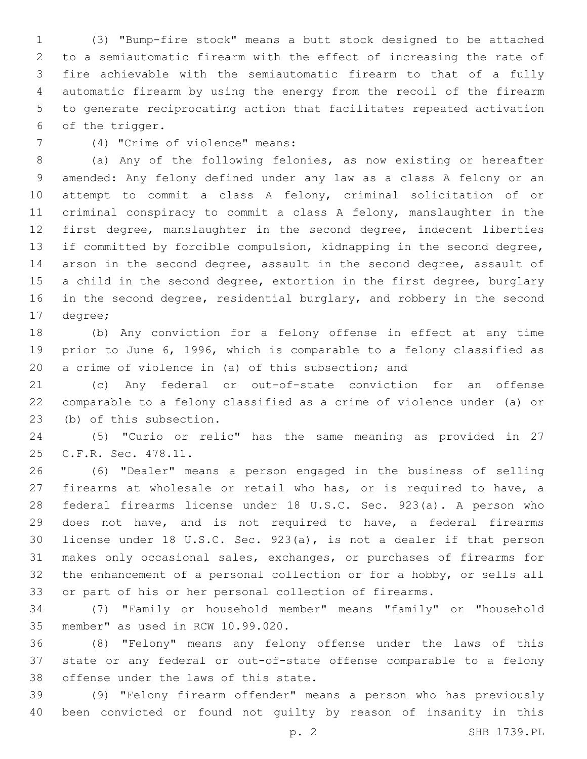(3) "Bump-fire stock" means a butt stock designed to be attached to a semiautomatic firearm with the effect of increasing the rate of fire achievable with the semiautomatic firearm to that of a fully automatic firearm by using the energy from the recoil of the firearm to generate reciprocating action that facilitates repeated activation of the trigger.

(4) "Crime of violence" means:

(a) Any of the following felonies, as now existing or hereafter amended: Any felony defined under any law as a class A felony or an attempt to commit a class A felony, criminal solicitation of or criminal conspiracy to commit a class A felony, manslaughter in the first degree, manslaughter in the second degree, indecent liberties if committed by forcible compulsion, kidnapping in the second degree, arson in the second degree, assault in the second degree, assault of a child in the second degree, extortion in the first degree, burglary in the second degree, residential burglary, and robbery in the second degree;

(b) Any conviction for a felony offense in effect at any time prior to June 6, 1996, which is comparable to a felony classified as a crime of violence in (a) of this subsection; and

(c) Any federal or out-of-state conviction for an offense comparable to a felony classified as a crime of violence under (a) or (b) of this subsection.

(5) "Curio or relic" has the same meaning as provided in 27 C.F.R. Sec. 478.11.

(6) "Dealer" means a person engaged in the business of selling firearms at wholesale or retail who has, or is required to have, a federal firearms license under 18 U.S.C. Sec. 923(a). A person who does not have, and is not required to have, a federal firearms license under 18 U.S.C. Sec. 923(a), is not a dealer if that person makes only occasional sales, exchanges, or purchases of firearms for the enhancement of a personal collection or for a hobby, or sells all or part of his or her personal collection of firearms.

(7) "Family or household member" means "family" or "household member" as used in RCW 10.99.020.

(8) "Felony" means any felony offense under the laws of this state or any federal or out-of-state offense comparable to a felony offense under the laws of this state.

(9) "Felony firearm offender" means a person who has previously been convicted or found not guilty by reason of insanity in this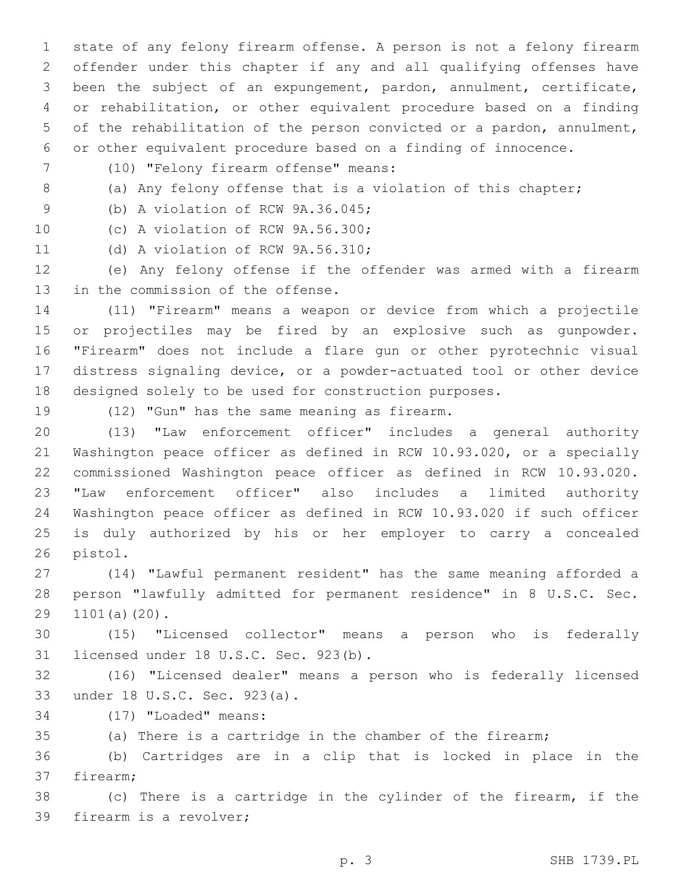state of any felony firearm offense. A person is not a felony firearm offender under this chapter if any and all qualifying offenses have been the subject of an expungement, pardon, annulment, certificate, or rehabilitation, or other equivalent procedure based on a finding of the rehabilitation of the person convicted or a pardon, annulment, or other equivalent procedure based on a finding of innocence.

(10) "Felony firearm offense" means:

(a) Any felony offense that is a violation of this chapter;

(b) A violation of RCW 9A.36.045;

(c) A violation of RCW 9A.56.300;

(d) A violation of RCW 9A.56.310;

(e) Any felony offense if the offender was armed with a firearm in the commission of the offense.

(11) "Firearm" means a weapon or device from which a projectile or projectiles may be fired by an explosive such as gunpowder. "Firearm" does not include a flare gun or other pyrotechnic visual distress signaling device, or a powder-actuated tool or other device designed solely to be used for construction purposes.

(12) "Gun" has the same meaning as firearm.

(13) "Law enforcement officer" includes a general authority Washington peace officer as defined in RCW 10.93.020, or a specially commissioned Washington peace officer as defined in RCW 10.93.020. "Law enforcement officer" also includes a limited authority Washington peace officer as defined in RCW 10.93.020 if such officer is duly authorized by his or her employer to carry a concealed pistol.

(14) "Lawful permanent resident" has the same meaning afforded a person "lawfully admitted for permanent residence" in 8 U.S.C. Sec. 1101(a)(20).

(15) "Licensed collector" means a person who is federally licensed under 18 U.S.C. Sec. 923(b).

(16) "Licensed dealer" means a person who is federally licensed under 18 U.S.C. Sec. 923(a).

(17) "Loaded" means:

(a) There is a cartridge in the chamber of the firearm;

(b) Cartridges are in a clip that is locked in place in the firearm;

(c) There is a cartridge in the cylinder of the firearm, if the firearm is a revolver;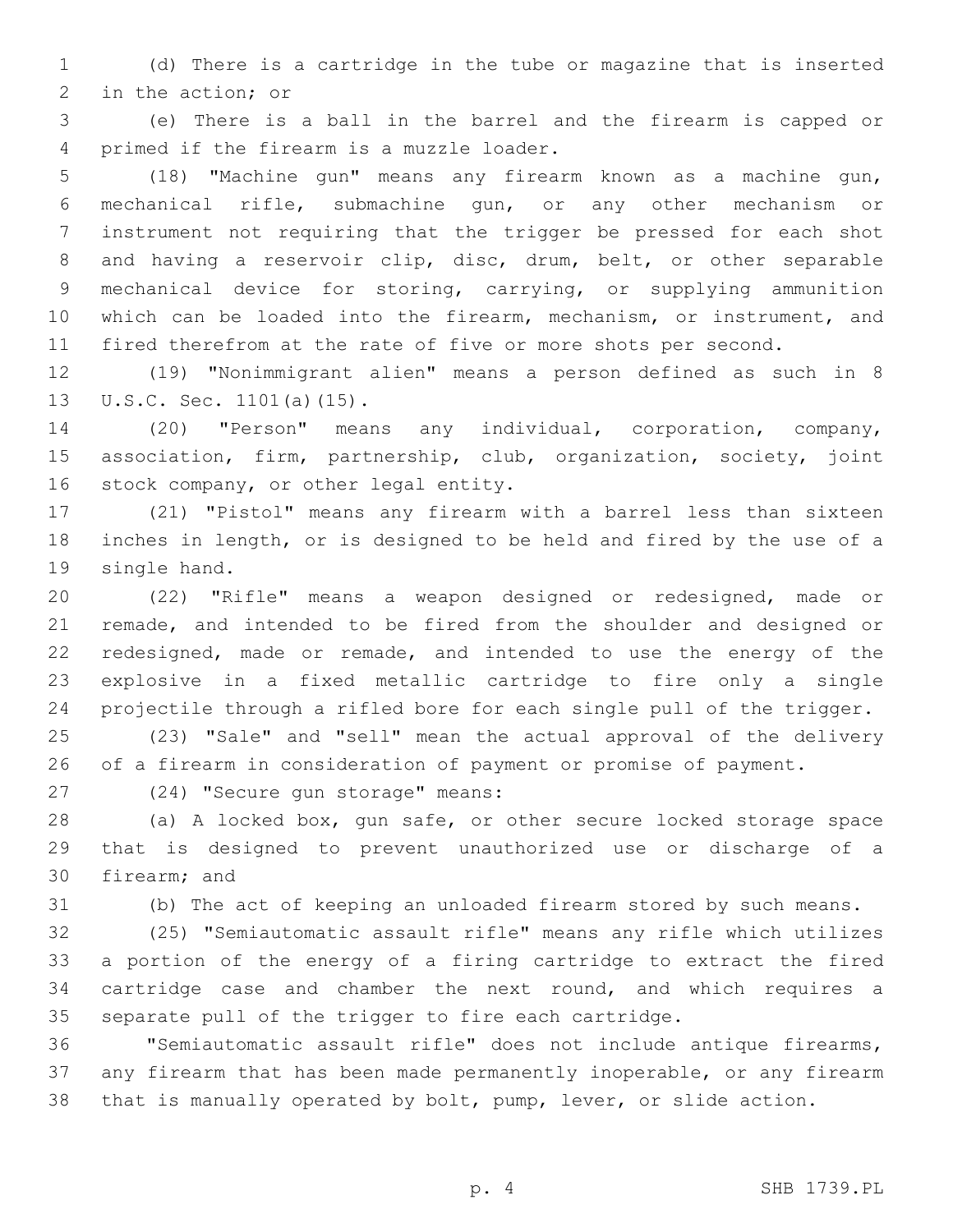(d) There is a cartridge in the tube or magazine that is inserted in the action; or

(e) There is a ball in the barrel and the firearm is capped or primed if the firearm is a muzzle loader.

(18) "Machine gun" means any firearm known as a machine gun, mechanical rifle, submachine gun, or any other mechanism or instrument not requiring that the trigger be pressed for each shot and having a reservoir clip, disc, drum, belt, or other separable mechanical device for storing, carrying, or supplying ammunition which can be loaded into the firearm, mechanism, or instrument, and fired therefrom at the rate of five or more shots per second.

(19) "Nonimmigrant alien" means a person defined as such in 8 U.S.C. Sec. 1101(a)(15).

(20) "Person" means any individual, corporation, company, association, firm, partnership, club, organization, society, joint stock company, or other legal entity.

(21) "Pistol" means any firearm with a barrel less than sixteen inches in length, or is designed to be held and fired by the use of a single hand.

(22) "Rifle" means a weapon designed or redesigned, made or remade, and intended to be fired from the shoulder and designed or redesigned, made or remade, and intended to use the energy of the explosive in a fixed metallic cartridge to fire only a single projectile through a rifled bore for each single pull of the trigger.

(23) "Sale" and "sell" mean the actual approval of the delivery of a firearm in consideration of payment or promise of payment.

(24) "Secure gun storage" means:

(a) A locked box, gun safe, or other secure locked storage space that is designed to prevent unauthorized use or discharge of a firearm; and

(b) The act of keeping an unloaded firearm stored by such means.

(25) "Semiautomatic assault rifle" means any rifle which utilizes a portion of the energy of a firing cartridge to extract the fired cartridge case and chamber the next round, and which requires a separate pull of the trigger to fire each cartridge.

"Semiautomatic assault rifle" does not include antique firearms, any firearm that has been made permanently inoperable, or any firearm that is manually operated by bolt, pump, lever, or slide action.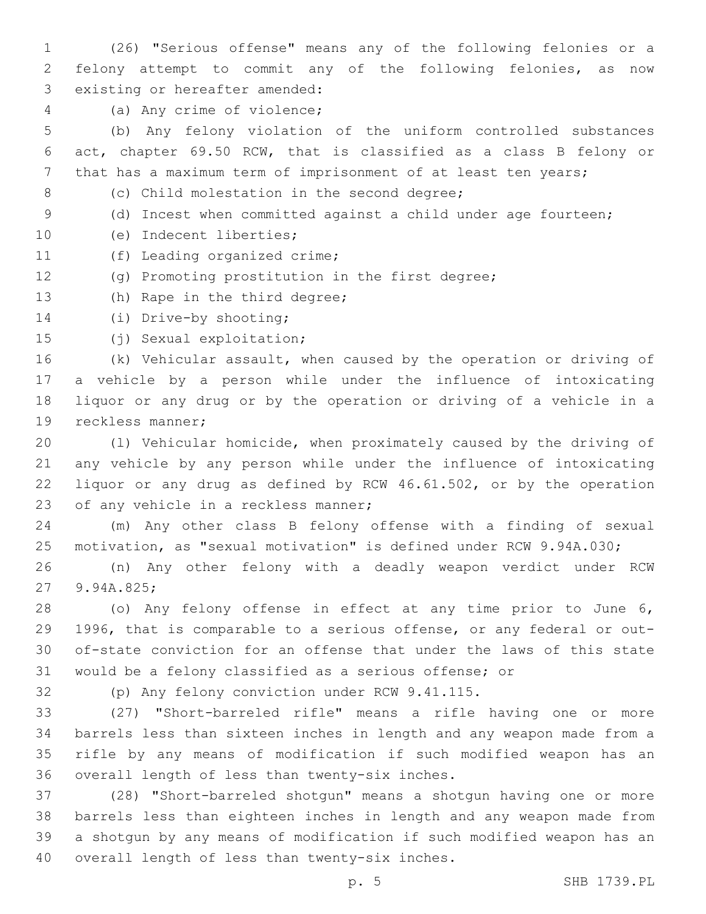(26) "Serious offense" means any of the following felonies or a felony attempt to commit any of the following felonies, as now existing or hereafter amended:

(a) Any crime of violence;

(b) Any felony violation of the uniform controlled substances act, chapter 69.50 RCW, that is classified as a class B felony or that has a maximum term of imprisonment of at least ten years;

(c) Child molestation in the second degree;

(d) Incest when committed against a child under age fourteen;

(e) Indecent liberties;

(f) Leading organized crime;

(g) Promoting prostitution in the first degree;

(h) Rape in the third degree;

(i) Drive-by shooting;

(j) Sexual exploitation;

(k) Vehicular assault, when caused by the operation or driving of a vehicle by a person while under the influence of intoxicating liquor or any drug or by the operation or driving of a vehicle in a reckless manner;

(l) Vehicular homicide, when proximately caused by the driving of any vehicle by any person while under the influence of intoxicating liquor or any drug as defined by RCW 46.61.502, or by the operation of any vehicle in a reckless manner;

(m) Any other class B felony offense with a finding of sexual motivation, as "sexual motivation" is defined under RCW 9.94A.030;

(n) Any other felony with a deadly weapon verdict under RCW 9.94A.825;

(o) Any felony offense in effect at any time prior to June 6, 1996, that is comparable to a serious offense, or any federal or out-of-state conviction for an offense that under the laws of this state would be a felony classified as a serious offense; or

(p) Any felony conviction under RCW 9.41.115.

(27) "Short-barreled rifle" means a rifle having one or more barrels less than sixteen inches in length and any weapon made from a rifle by any means of modification if such modified weapon has an overall length of less than twenty-six inches.

(28) "Short-barreled shotgun" means a shotgun having one or more barrels less than eighteen inches in length and any weapon made from a shotgun by any means of modification if such modified weapon has an overall length of less than twenty-six inches.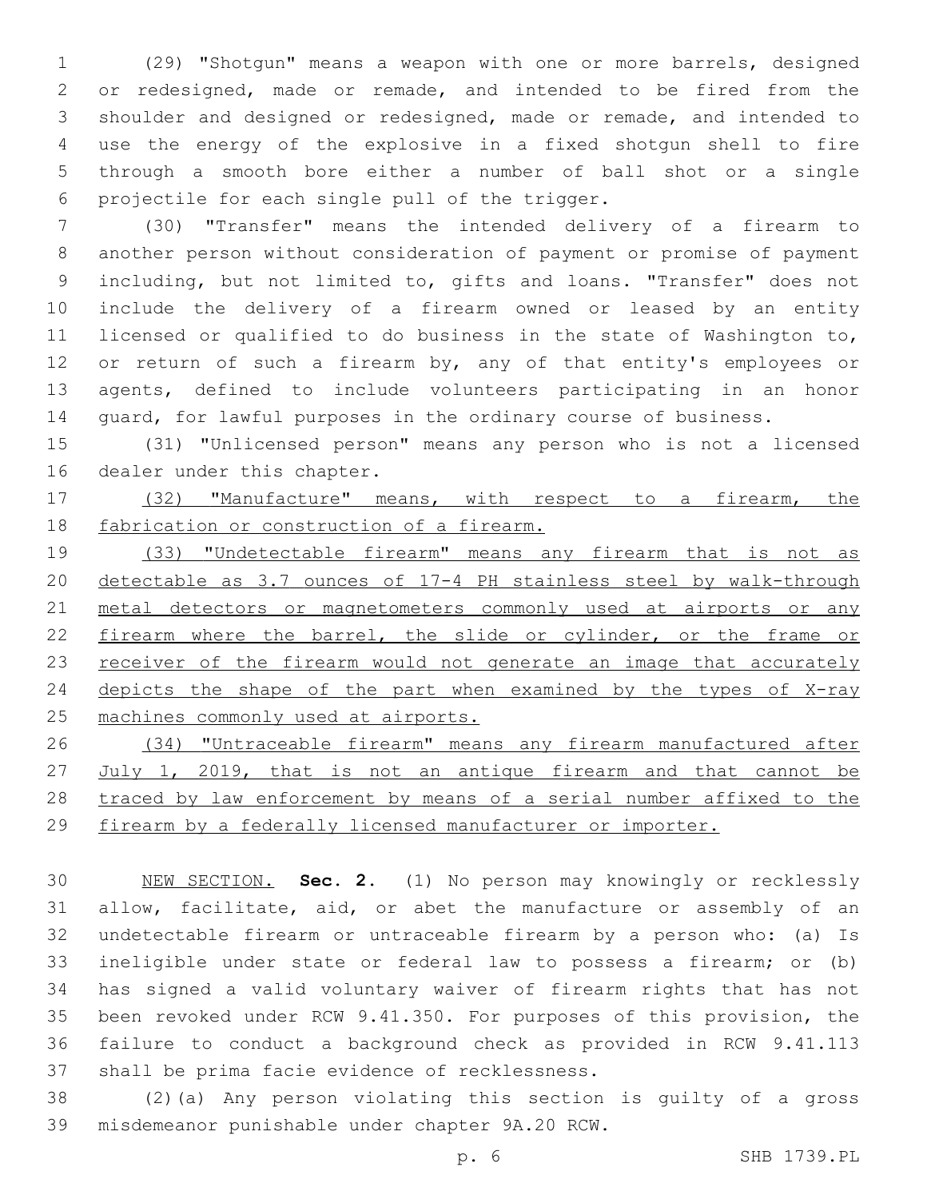(29) "Shotgun" means a weapon with one or more barrels, designed or redesigned, made or remade, and intended to be fired from the shoulder and designed or redesigned, made or remade, and intended to use the energy of the explosive in a fixed shotgun shell to fire through a smooth bore either a number of ball shot or a single projectile for each single pull of the trigger.

(30) "Transfer" means the intended delivery of a firearm to another person without consideration of payment or promise of payment including, but not limited to, gifts and loans. "Transfer" does not include the delivery of a firearm owned or leased by an entity licensed or qualified to do business in the state of Washington to, or return of such a firearm by, any of that entity's employees or agents, defined to include volunteers participating in an honor guard, for lawful purposes in the ordinary course of business.

(31) "Unlicensed person" means any person who is not a licensed dealer under this chapter.

<u>(32) "Manufacture" means, with respect to a firearm, the fabrication or construction of a firearm.</u>

<u>(33) "Undetectable firearm" means any firearm that is not as detectable as 3.7 ounces of 17-4 PH stainless steel by walk-through metal detectors or magnetometers commonly used at airports or any firearm where the barrel, the slide or cylinder, or the frame or receiver of the firearm would not generate an image that accurately depicts the shape of the part when examined by the types of X-ray machines commonly used at airports.</u>

<u>(34) "Untraceable firearm" means any firearm manufactured after July 1, 2019, that is not an antique firearm and that cannot be traced by law enforcement by means of a serial number affixed to the firearm by a federally licensed manufacturer or importer.</u>

<u>NEW SECTION.</u> **Sec. 2.** (1) No person may knowingly or recklessly allow, facilitate, aid, or abet the manufacture or assembly of an undetectable firearm or untraceable firearm by a person who: (a) Is ineligible under state or federal law to possess a firearm; or (b) has signed a valid voluntary waiver of firearm rights that has not been revoked under RCW 9.41.350. For purposes of this provision, the failure to conduct a background check as provided in RCW 9.41.113 shall be prima facie evidence of recklessness.

(2)(a) Any person violating this section is guilty of a gross misdemeanor punishable under chapter 9A.20 RCW.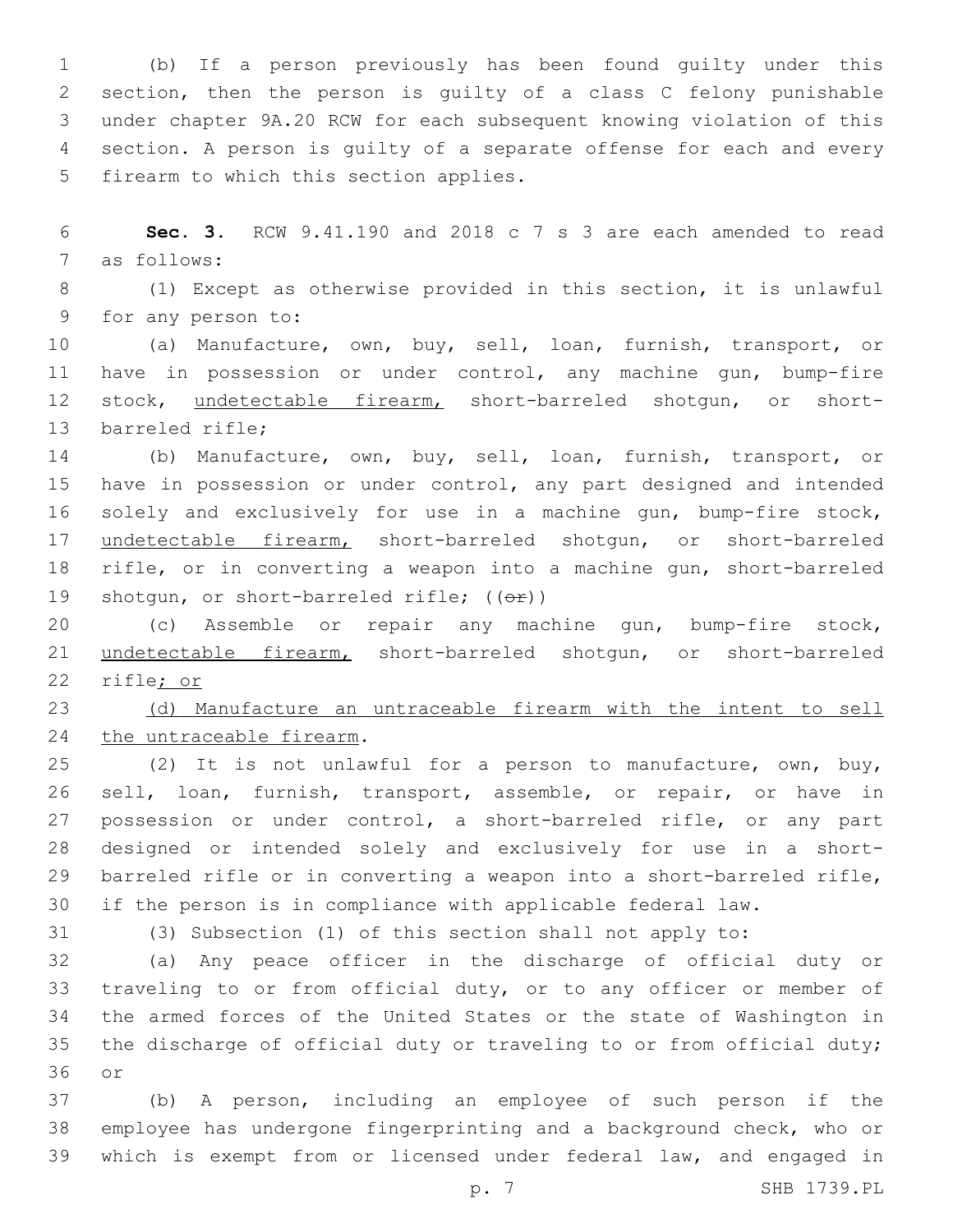(b) If a person previously has been found guilty under this section, then the person is guilty of a class C felony punishable under chapter 9A.20 RCW for each subsequent knowing violation of this section. A person is guilty of a separate offense for each and every firearm to which this section applies.

**Sec. 3.** RCW 9.41.190 and 2018 c 7 s 3 are each amended to read as follows:

(1) Except as otherwise provided in this section, it is unlawful for any person to:

(a) Manufacture, own, buy, sell, loan, furnish, transport, or have in possession or under control, any machine gun, bump-fire stock, <u>undetectable firearm,</u> short-barreled shotgun, or short-barreled rifle;

(b) Manufacture, own, buy, sell, loan, furnish, transport, or have in possession or under control, any part designed and intended solely and exclusively for use in a machine gun, bump-fire stock, <u>undetectable firearm,</u> short-barreled shotgun, or short-barreled rifle, or in converting a weapon into a machine gun, short-barreled shotgun, or short-barreled rifle; ((~~or~~))

(c) Assemble or repair any machine gun, bump-fire stock, <u>undetectable firearm,</u> short-barreled shotgun, or short-barreled rifle<u>; or</u>

<u>(d) Manufacture an untraceable firearm with the intent to sell the untraceable firearm</u>.

(2) It is not unlawful for a person to manufacture, own, buy, sell, loan, furnish, transport, assemble, or repair, or have in possession or under control, a short-barreled rifle, or any part designed or intended solely and exclusively for use in a short-barreled rifle or in converting a weapon into a short-barreled rifle, if the person is in compliance with applicable federal law.

(3) Subsection (1) of this section shall not apply to:

(a) Any peace officer in the discharge of official duty or traveling to or from official duty, or to any officer or member of the armed forces of the United States or the state of Washington in the discharge of official duty or traveling to or from official duty; or

(b) A person, including an employee of such person if the employee has undergone fingerprinting and a background check, who or which is exempt from or licensed under federal law, and engaged in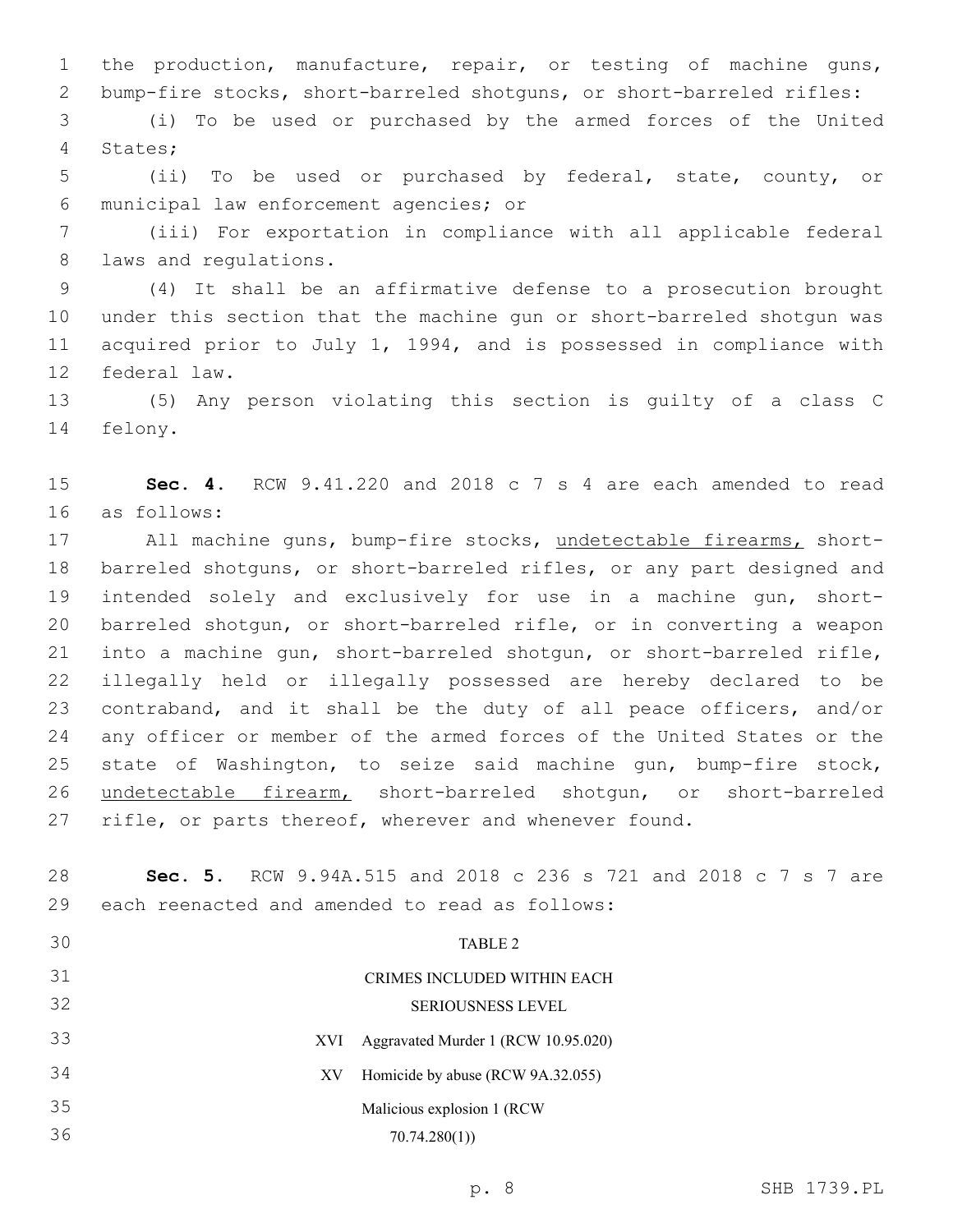the production, manufacture, repair, or testing of machine guns, bump-fire stocks, short-barreled shotguns, or short-barreled rifles:

(i) To be used or purchased by the armed forces of the United States;

(ii) To be used or purchased by federal, state, county, or municipal law enforcement agencies; or

(iii) For exportation in compliance with all applicable federal laws and regulations.

(4) It shall be an affirmative defense to a prosecution brought under this section that the machine gun or short-barreled shotgun was acquired prior to July 1, 1994, and is possessed in compliance with federal law.

(5) Any person violating this section is guilty of a class C felony.

**Sec. 4.** RCW 9.41.220 and 2018 c 7 s 4 are each amended to read as follows:

All machine guns, bump-fire stocks, undetectable firearms, short-barreled shotguns, or short-barreled rifles, or any part designed and intended solely and exclusively for use in a machine gun, short-barreled shotgun, or short-barreled rifle, or in converting a weapon into a machine gun, short-barreled shotgun, or short-barreled rifle, illegally held or illegally possessed are hereby declared to be contraband, and it shall be the duty of all peace officers, and/or any officer or member of the armed forces of the United States or the state of Washington, to seize said machine gun, bump-fire stock, undetectable firearm, short-barreled shotgun, or short-barreled rifle, or parts thereof, wherever and whenever found.

**Sec. 5.** RCW 9.94A.515 and 2018 c 236 s 721 and 2018 c 7 s 7 are each reenacted and amended to read as follows:

TABLE 2

CRIMES INCLUDED WITHIN EACH SERIOUSNESS LEVEL

| | |
|---|---|
| XVI | Aggravated Murder 1 (RCW 10.95.020) |
| XV | Homicide by abuse (RCW 9A.32.055) |
| | Malicious explosion 1 (RCW 70.74.280(1)) |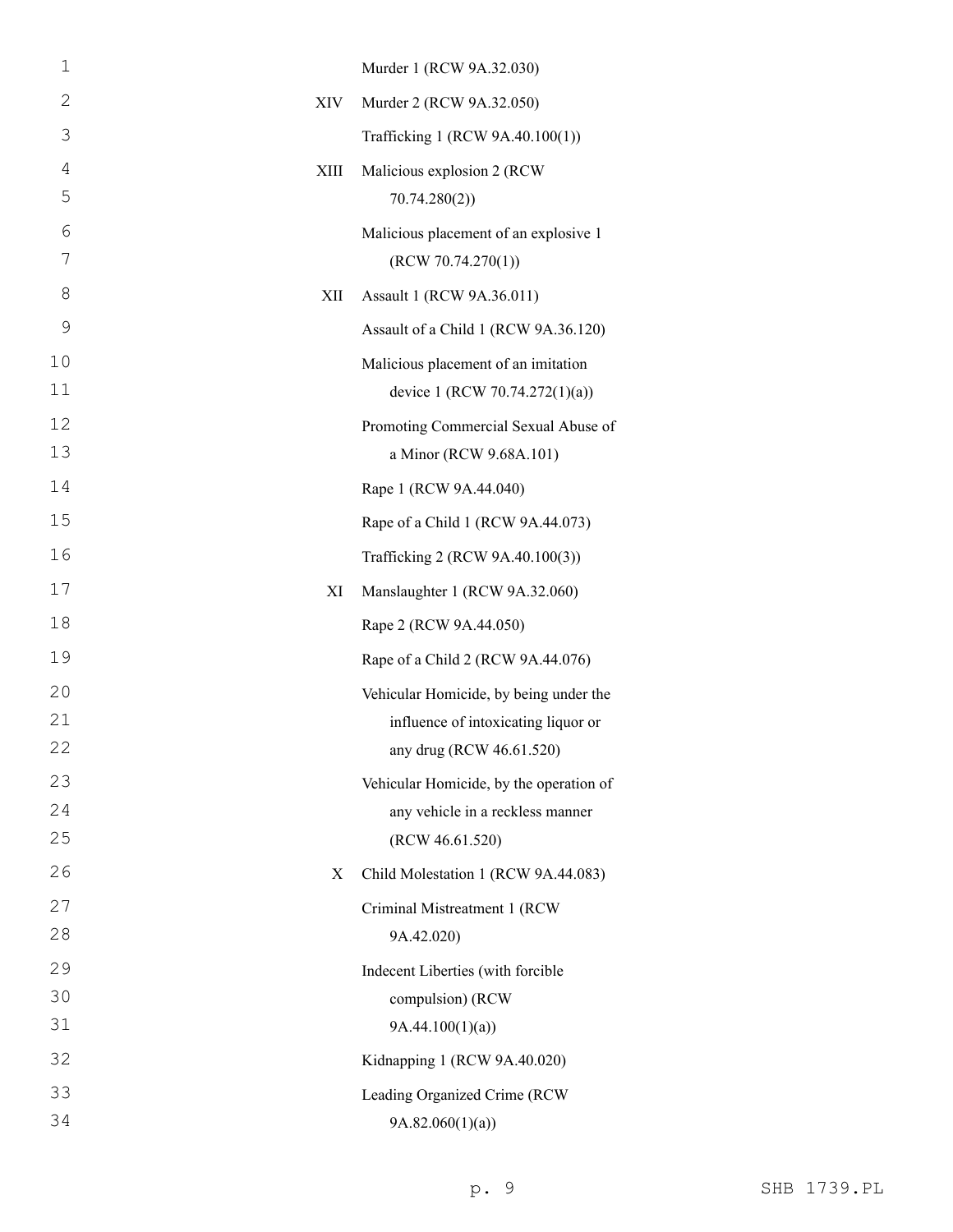| | |
|---|---|
| | Murder 1 (RCW 9A.32.030) |
| XIV | Murder 2 (RCW 9A.32.050) |
| | Trafficking 1 (RCW 9A.40.100(1)) |
| XIII | Malicious explosion 2 (RCW 70.74.280(2)) |
| | Malicious placement of an explosive 1 (RCW 70.74.270(1)) |
| XII | Assault 1 (RCW 9A.36.011) |
| | Assault of a Child 1 (RCW 9A.36.120) |
| | Malicious placement of an imitation device 1 (RCW 70.74.272(1)(a)) |
| | Promoting Commercial Sexual Abuse of a Minor (RCW 9.68A.101) |
| | Rape 1 (RCW 9A.44.040) |
| | Rape of a Child 1 (RCW 9A.44.073) |
| | Trafficking 2 (RCW 9A.40.100(3)) |
| XI | Manslaughter 1 (RCW 9A.32.060) |
| | Rape 2 (RCW 9A.44.050) |
| | Rape of a Child 2 (RCW 9A.44.076) |
| | Vehicular Homicide, by being under the influence of intoxicating liquor or any drug (RCW 46.61.520) |
| | Vehicular Homicide, by the operation of any vehicle in a reckless manner (RCW 46.61.520) |
| X | Child Molestation 1 (RCW 9A.44.083) |
| | Criminal Mistreatment 1 (RCW 9A.42.020) |
| | Indecent Liberties (with forcible compulsion) (RCW 9A.44.100(1)(a)) |
| | Kidnapping 1 (RCW 9A.40.020) |
| | Leading Organized Crime (RCW 9A.82.060(1)(a)) |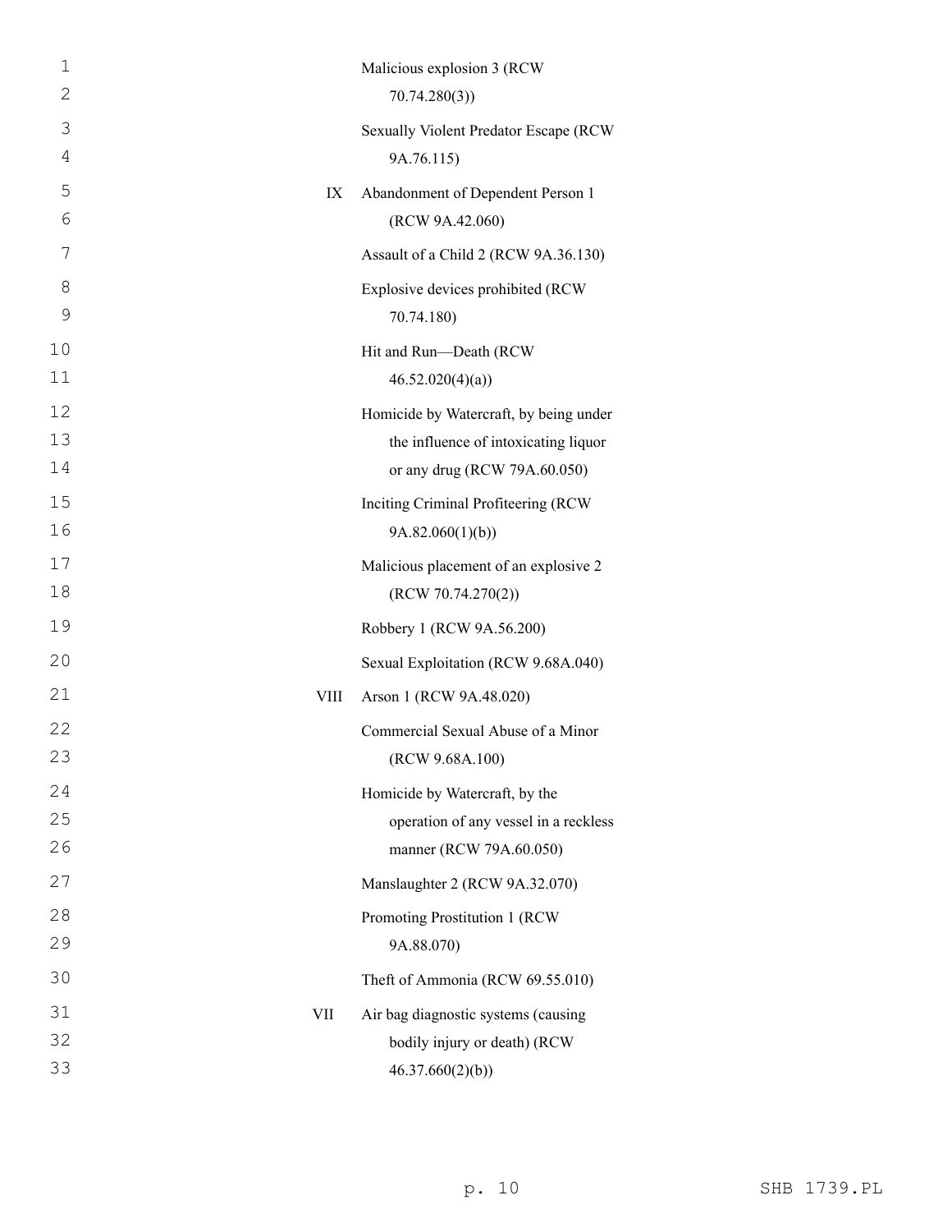| | |
|---|---|
| | Malicious explosion 3 (RCW 70.74.280(3)) |
| | Sexually Violent Predator Escape (RCW 9A.76.115) |
| IX | Abandonment of Dependent Person 1 (RCW 9A.42.060) |
| | Assault of a Child 2 (RCW 9A.36.130) |
| | Explosive devices prohibited (RCW 70.74.180) |
| | Hit and Run—Death (RCW 46.52.020(4)(a)) |
| | Homicide by Watercraft, by being under the influence of intoxicating liquor or any drug (RCW 79A.60.050) |
| | Inciting Criminal Profiteering (RCW 9A.82.060(1)(b)) |
| | Malicious placement of an explosive 2 (RCW 70.74.270(2)) |
| | Robbery 1 (RCW 9A.56.200) |
| | Sexual Exploitation (RCW 9.68A.040) |
| VIII | Arson 1 (RCW 9A.48.020) |
| | Commercial Sexual Abuse of a Minor (RCW 9.68A.100) |
| | Homicide by Watercraft, by the operation of any vessel in a reckless manner (RCW 79A.60.050) |
| | Manslaughter 2 (RCW 9A.32.070) |
| | Promoting Prostitution 1 (RCW 9A.88.070) |
| | Theft of Ammonia (RCW 69.55.010) |
| VII | Air bag diagnostic systems (causing bodily injury or death) (RCW 46.37.660(2)(b)) |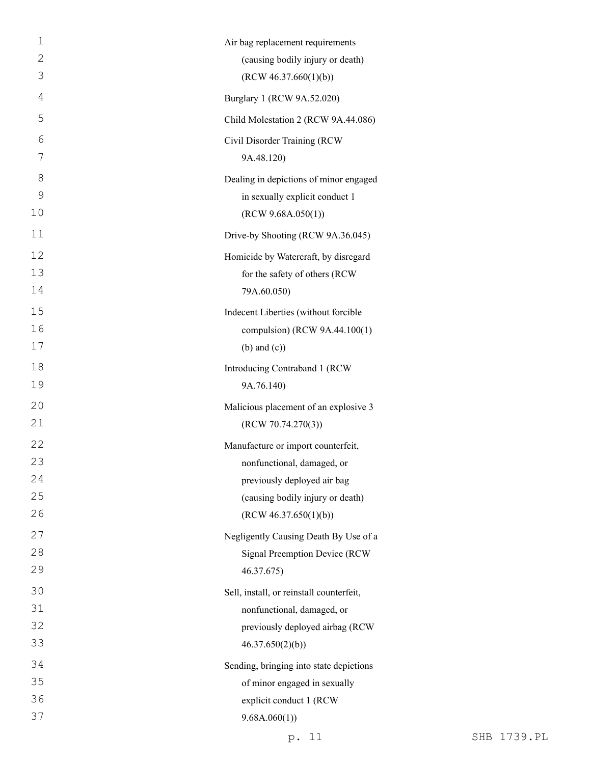Air bag replacement requirements (causing bodily injury or death) (RCW 46.37.660(1)(b))

Burglary 1 (RCW 9A.52.020)

Child Molestation 2 (RCW 9A.44.086)

Civil Disorder Training (RCW 9A.48.120)

Dealing in depictions of minor engaged in sexually explicit conduct 1 (RCW 9.68A.050(1))

Drive-by Shooting (RCW 9A.36.045)

Homicide by Watercraft, by disregard for the safety of others (RCW 79A.60.050)

Indecent Liberties (without forcible compulsion) (RCW 9A.44.100(1) (b) and (c))

Introducing Contraband 1 (RCW 9A.76.140)

Malicious placement of an explosive 3 (RCW 70.74.270(3))

Manufacture or import counterfeit, nonfunctional, damaged, or previously deployed air bag (causing bodily injury or death) (RCW 46.37.650(1)(b))

Negligently Causing Death By Use of a Signal Preemption Device (RCW 46.37.675)

Sell, install, or reinstall counterfeit, nonfunctional, damaged, or previously deployed airbag (RCW 46.37.650(2)(b))

Sending, bringing into state depictions of minor engaged in sexually explicit conduct 1 (RCW 9.68A.060(1))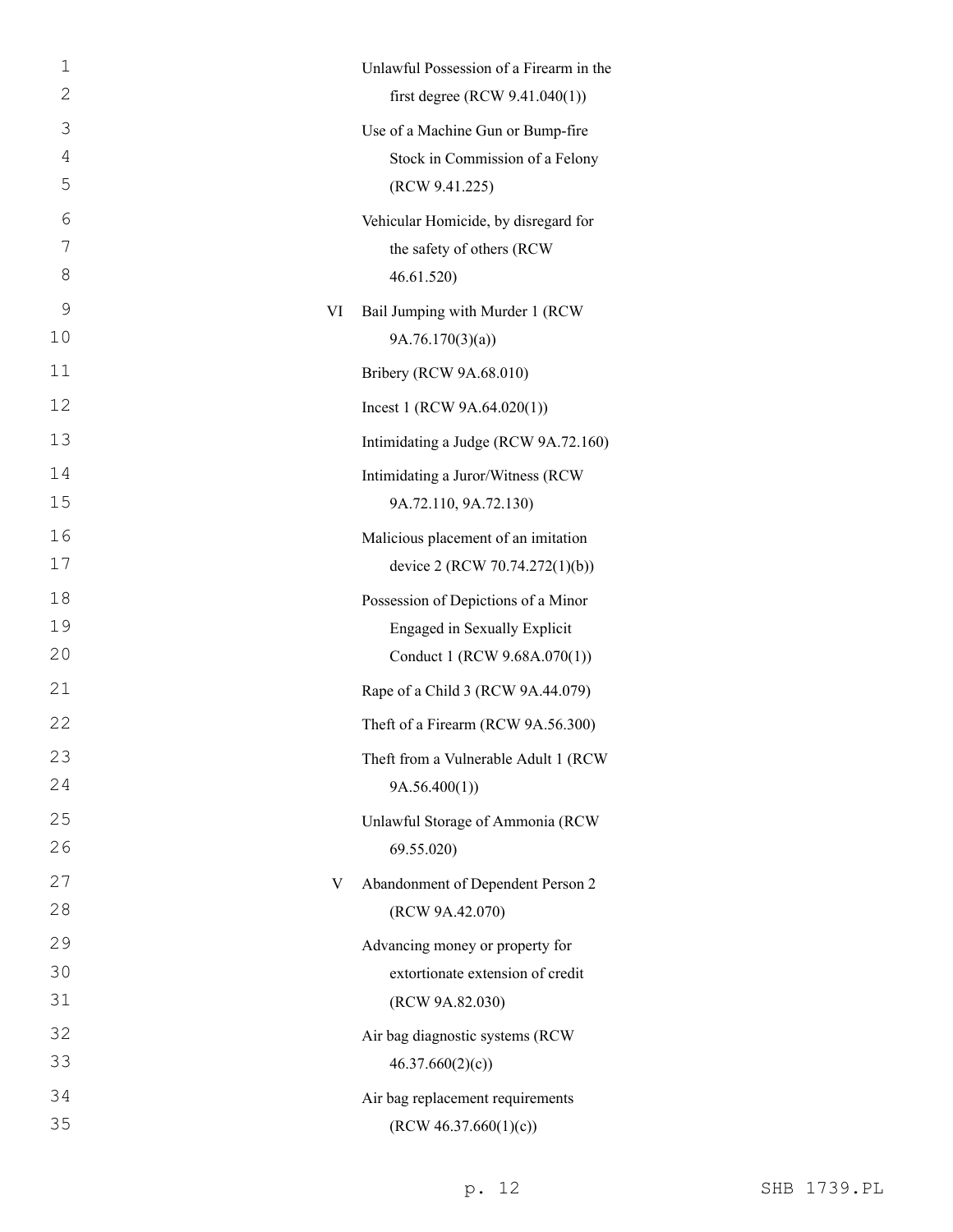| | |
|---|---|
| | Unlawful Possession of a Firearm in the first degree (RCW 9.41.040(1)) |
| | Use of a Machine Gun or Bump-fire Stock in Commission of a Felony (RCW 9.41.225) |
| | Vehicular Homicide, by disregard for the safety of others (RCW 46.61.520) |
| VI | Bail Jumping with Murder 1 (RCW 9A.76.170(3)(a)) |
| | Bribery (RCW 9A.68.010) |
| | Incest 1 (RCW 9A.64.020(1)) |
| | Intimidating a Judge (RCW 9A.72.160) |
| | Intimidating a Juror/Witness (RCW 9A.72.110, 9A.72.130) |
| | Malicious placement of an imitation device 2 (RCW 70.74.272(1)(b)) |
| | Possession of Depictions of a Minor Engaged in Sexually Explicit Conduct 1 (RCW 9.68A.070(1)) |
| | Rape of a Child 3 (RCW 9A.44.079) |
| | Theft of a Firearm (RCW 9A.56.300) |
| | Theft from a Vulnerable Adult 1 (RCW 9A.56.400(1)) |
| | Unlawful Storage of Ammonia (RCW 69.55.020) |
| V | Abandonment of Dependent Person 2 (RCW 9A.42.070) |
| | Advancing money or property for extortionate extension of credit (RCW 9A.82.030) |
| | Air bag diagnostic systems (RCW 46.37.660(2)(c)) |
| | Air bag replacement requirements (RCW 46.37.660(1)(c)) |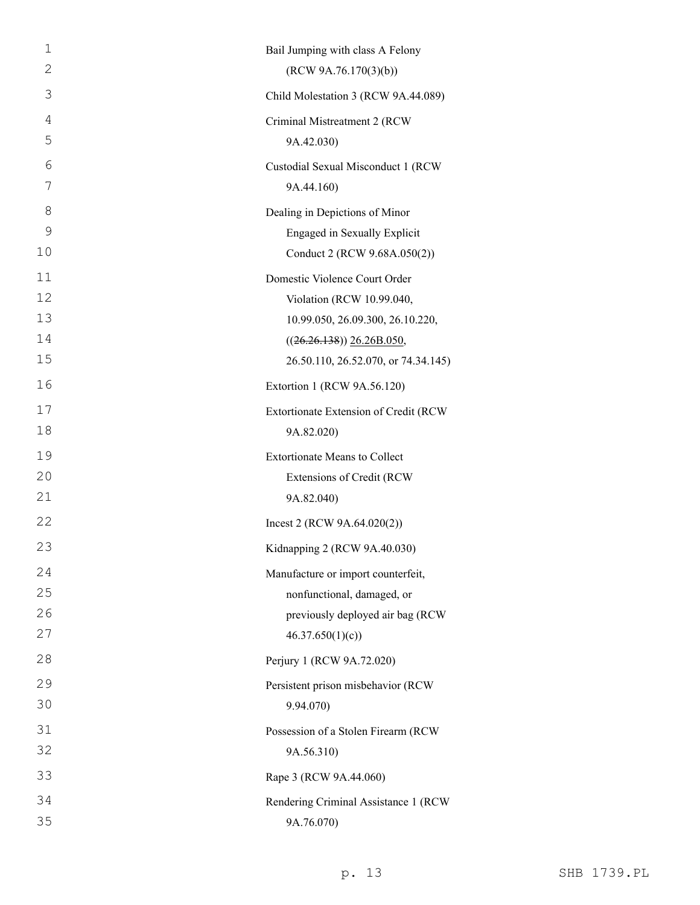Bail Jumping with class A Felony (RCW 9A.76.170(3)(b))

Child Molestation 3 (RCW 9A.44.089)

Criminal Mistreatment 2 (RCW 9A.42.030)

Custodial Sexual Misconduct 1 (RCW 9A.44.160)

Dealing in Depictions of Minor Engaged in Sexually Explicit Conduct 2 (RCW 9.68A.050(2))

Domestic Violence Court Order Violation (RCW 10.99.040, 10.99.050, 26.09.300, 26.10.220, ((~~26.26.138~~)) <u>26.26B.050</u>, 26.50.110, 26.52.070, or 74.34.145)

Extortion 1 (RCW 9A.56.120)

Extortionate Extension of Credit (RCW 9A.82.020)

Extortionate Means to Collect Extensions of Credit (RCW 9A.82.040)

Incest 2 (RCW 9A.64.020(2))

Kidnapping 2 (RCW 9A.40.030)

Manufacture or import counterfeit, nonfunctional, damaged, or previously deployed air bag (RCW 46.37.650(1)(c))

Perjury 1 (RCW 9A.72.020)

Persistent prison misbehavior (RCW 9.94.070)

Possession of a Stolen Firearm (RCW 9A.56.310)

Rape 3 (RCW 9A.44.060)

Rendering Criminal Assistance 1 (RCW 9A.76.070)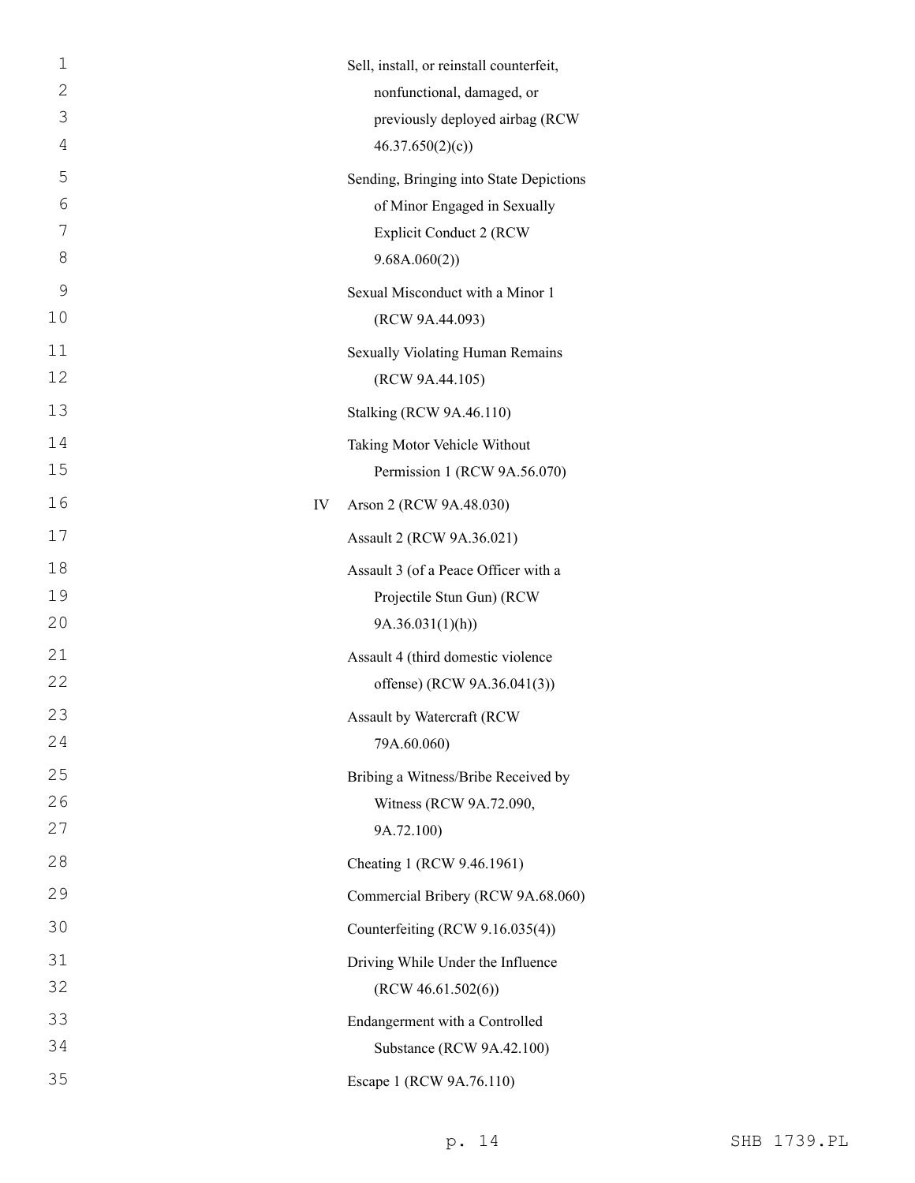| | |
|---|---|
| | Sell, install, or reinstall counterfeit, nonfunctional, damaged, or previously deployed airbag (RCW 46.37.650(2)(c)) |
| | Sending, Bringing into State Depictions of Minor Engaged in Sexually Explicit Conduct 2 (RCW 9.68A.060(2)) |
| | Sexual Misconduct with a Minor 1 (RCW 9A.44.093) |
| | Sexually Violating Human Remains (RCW 9A.44.105) |
| | Stalking (RCW 9A.46.110) |
| | Taking Motor Vehicle Without Permission 1 (RCW 9A.56.070) |
| IV | Arson 2 (RCW 9A.48.030) |
| | Assault 2 (RCW 9A.36.021) |
| | Assault 3 (of a Peace Officer with a Projectile Stun Gun) (RCW 9A.36.031(1)(h)) |
| | Assault 4 (third domestic violence offense) (RCW 9A.36.041(3)) |
| | Assault by Watercraft (RCW 79A.60.060) |
| | Bribing a Witness/Bribe Received by Witness (RCW 9A.72.090, 9A.72.100) |
| | Cheating 1 (RCW 9.46.1961) |
| | Commercial Bribery (RCW 9A.68.060) |
| | Counterfeiting (RCW 9.16.035(4)) |
| | Driving While Under the Influence (RCW 46.61.502(6)) |
| | Endangerment with a Controlled Substance (RCW 9A.42.100) |
| | Escape 1 (RCW 9A.76.110) |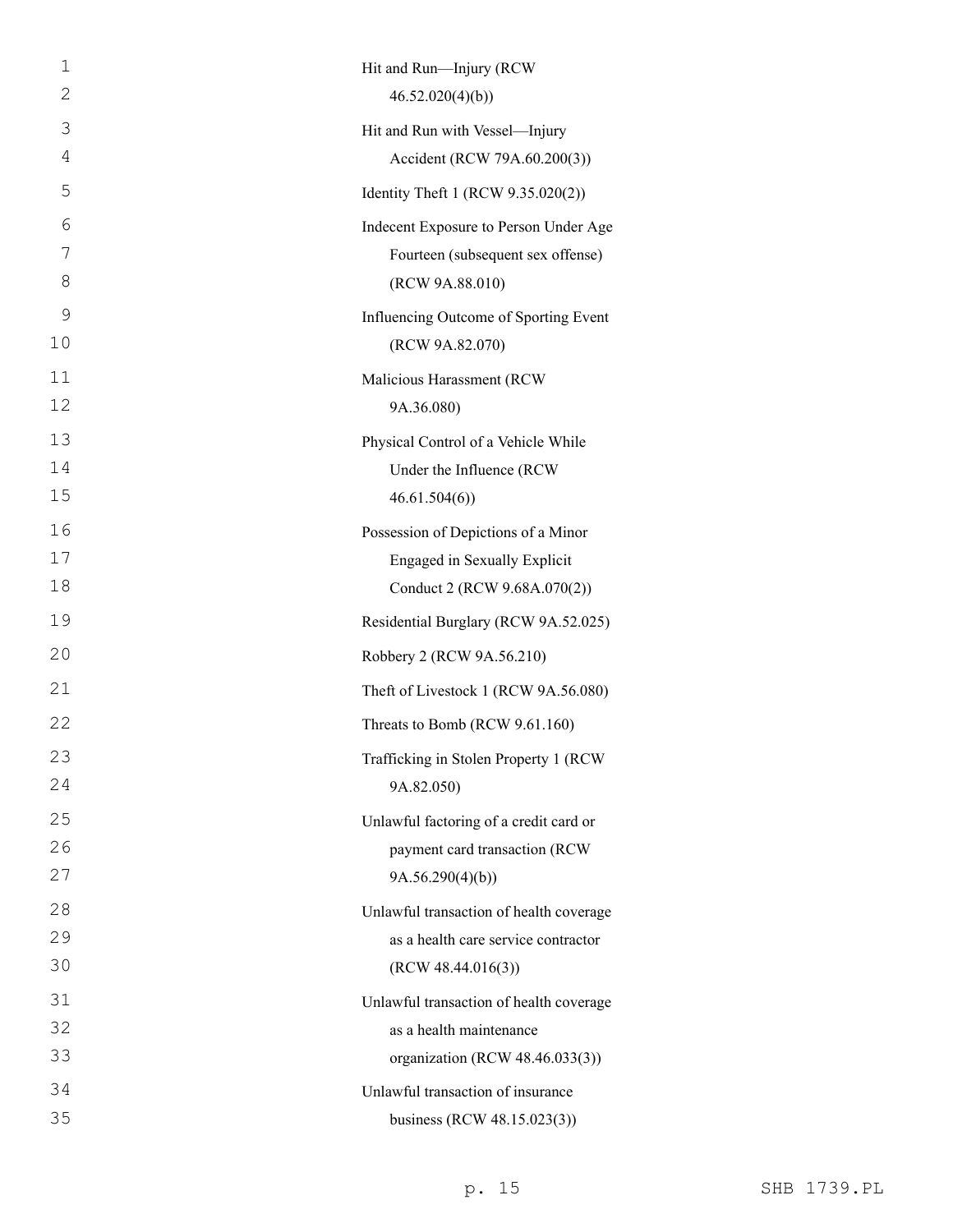Hit and Run—Injury (RCW 46.52.020(4)(b))

Hit and Run with Vessel—Injury Accident (RCW 79A.60.200(3))

Identity Theft 1 (RCW 9.35.020(2))

Indecent Exposure to Person Under Age Fourteen (subsequent sex offense) (RCW 9A.88.010)

Influencing Outcome of Sporting Event (RCW 9A.82.070)

Malicious Harassment (RCW 9A.36.080)

Physical Control of a Vehicle While Under the Influence (RCW 46.61.504(6))

Possession of Depictions of a Minor Engaged in Sexually Explicit Conduct 2 (RCW 9.68A.070(2))

Residential Burglary (RCW 9A.52.025)

Robbery 2 (RCW 9A.56.210)

Theft of Livestock 1 (RCW 9A.56.080)

Threats to Bomb (RCW 9.61.160)

Trafficking in Stolen Property 1 (RCW 9A.82.050)

Unlawful factoring of a credit card or payment card transaction (RCW 9A.56.290(4)(b))

Unlawful transaction of health coverage as a health care service contractor (RCW 48.44.016(3))

Unlawful transaction of health coverage as a health maintenance organization (RCW 48.46.033(3))

Unlawful transaction of insurance business (RCW 48.15.023(3))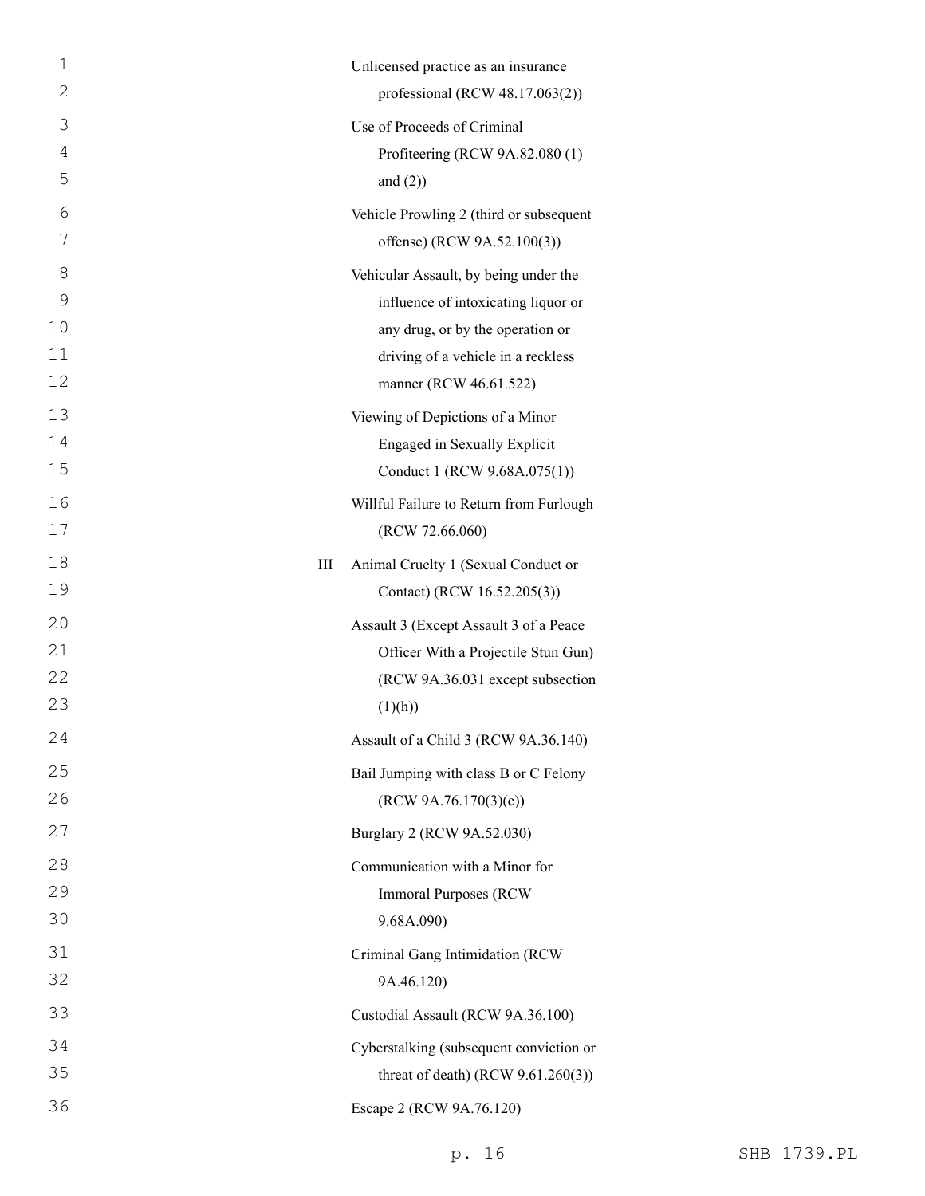Unlicensed practice as an insurance professional (RCW 48.17.063(2))

Use of Proceeds of Criminal Profiteering (RCW 9A.82.080 (1) and (2))

Vehicle Prowling 2 (third or subsequent offense) (RCW 9A.52.100(3))

Vehicular Assault, by being under the influence of intoxicating liquor or any drug, or by the operation or driving of a vehicle in a reckless manner (RCW 46.61.522)

Viewing of Depictions of a Minor Engaged in Sexually Explicit Conduct 1 (RCW 9.68A.075(1))

Willful Failure to Return from Furlough (RCW 72.66.060)

III Animal Cruelty 1 (Sexual Conduct or Contact) (RCW 16.52.205(3))

Assault 3 (Except Assault 3 of a Peace Officer With a Projectile Stun Gun) (RCW 9A.36.031 except subsection (1)(h))

Assault of a Child 3 (RCW 9A.36.140)

Bail Jumping with class B or C Felony (RCW 9A.76.170(3)(c))

Burglary 2 (RCW 9A.52.030)

Communication with a Minor for Immoral Purposes (RCW 9.68A.090)

Criminal Gang Intimidation (RCW 9A.46.120)

Custodial Assault (RCW 9A.36.100)

Cyberstalking (subsequent conviction or threat of death) (RCW 9.61.260(3))

Escape 2 (RCW 9A.76.120)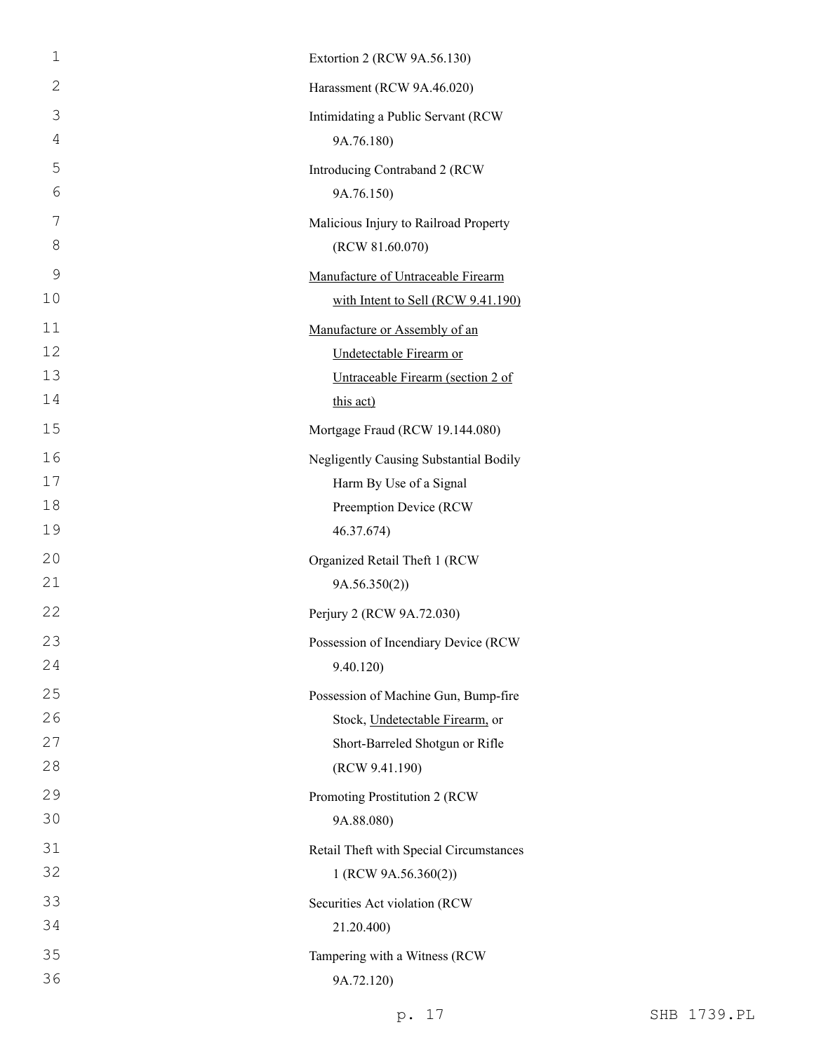Extortion 2 (RCW 9A.56.130)

Harassment (RCW 9A.46.020)

Intimidating a Public Servant (RCW 9A.76.180)

Introducing Contraband 2 (RCW 9A.76.150)

Malicious Injury to Railroad Property (RCW 81.60.070)

<u>Manufacture of Untraceable Firearm with Intent to Sell (RCW 9.41.190)</u>

<u>Manufacture or Assembly of an Undetectable Firearm or Untraceable Firearm (section 2 of this act)</u>

Mortgage Fraud (RCW 19.144.080)

Negligently Causing Substantial Bodily Harm By Use of a Signal Preemption Device (RCW 46.37.674)

Organized Retail Theft 1 (RCW 9A.56.350(2))

Perjury 2 (RCW 9A.72.030)

Possession of Incendiary Device (RCW 9.40.120)

Possession of Machine Gun, Bump-fire Stock, <u>Undetectable Firearm,</u> or Short-Barreled Shotgun or Rifle (RCW 9.41.190)

Promoting Prostitution 2 (RCW 9A.88.080)

Retail Theft with Special Circumstances 1 (RCW 9A.56.360(2))

Securities Act violation (RCW 21.20.400)

Tampering with a Witness (RCW 9A.72.120)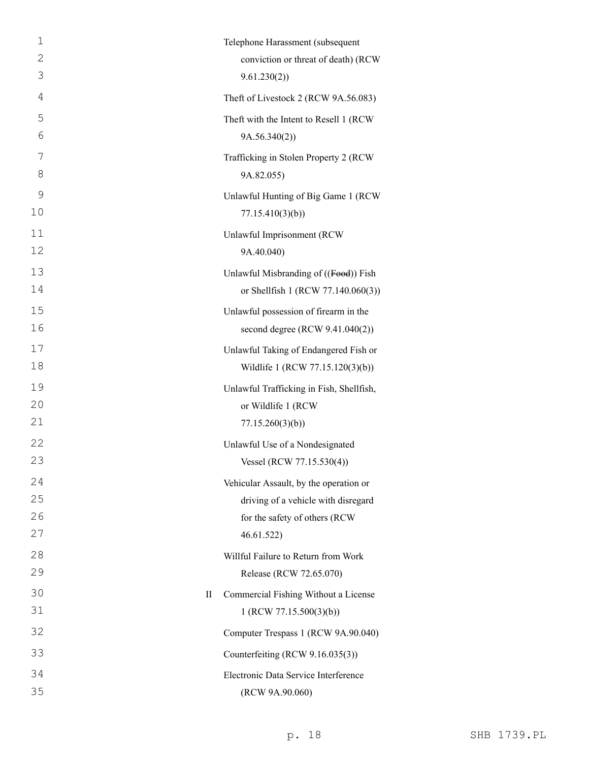Telephone Harassment (subsequent conviction or threat of death) (RCW 9.61.230(2))

Theft of Livestock 2 (RCW 9A.56.083)

Theft with the Intent to Resell 1 (RCW 9A.56.340(2))

Trafficking in Stolen Property 2 (RCW 9A.82.055)

Unlawful Hunting of Big Game 1 (RCW 77.15.410(3)(b))

Unlawful Imprisonment (RCW 9A.40.040)

Unlawful Misbranding of ((~~Food~~)) Fish or Shellfish 1 (RCW 77.140.060(3))

Unlawful possession of firearm in the second degree (RCW 9.41.040(2))

Unlawful Taking of Endangered Fish or Wildlife 1 (RCW 77.15.120(3)(b))

Unlawful Trafficking in Fish, Shellfish, or Wildlife 1 (RCW 77.15.260(3)(b))

Unlawful Use of a Nondesignated Vessel (RCW 77.15.530(4))

Vehicular Assault, by the operation or driving of a vehicle with disregard for the safety of others (RCW 46.61.522)

Willful Failure to Return from Work Release (RCW 72.65.070)

II Commercial Fishing Without a License 1 (RCW 77.15.500(3)(b))

Computer Trespass 1 (RCW 9A.90.040)

Counterfeiting (RCW 9.16.035(3))

Electronic Data Service Interference (RCW 9A.90.060)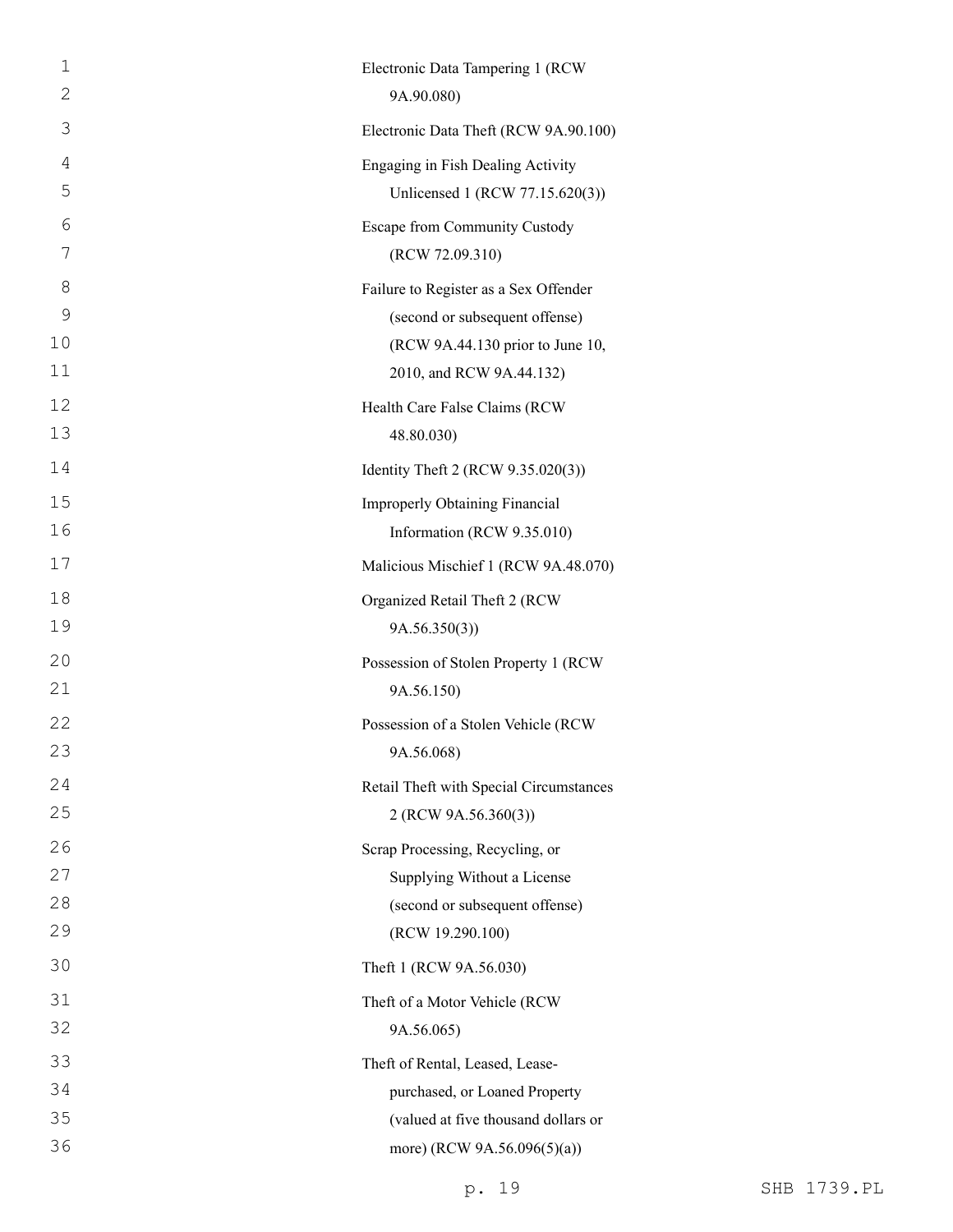Electronic Data Tampering 1 (RCW 9A.90.080)

Electronic Data Theft (RCW 9A.90.100)

Engaging in Fish Dealing Activity Unlicensed 1 (RCW 77.15.620(3))

Escape from Community Custody (RCW 72.09.310)

Failure to Register as a Sex Offender (second or subsequent offense) (RCW 9A.44.130 prior to June 10, 2010, and RCW 9A.44.132)

Health Care False Claims (RCW 48.80.030)

Identity Theft 2 (RCW 9.35.020(3))

Improperly Obtaining Financial Information (RCW 9.35.010)

Malicious Mischief 1 (RCW 9A.48.070)

Organized Retail Theft 2 (RCW 9A.56.350(3))

Possession of Stolen Property 1 (RCW 9A.56.150)

Possession of a Stolen Vehicle (RCW 9A.56.068)

Retail Theft with Special Circumstances 2 (RCW 9A.56.360(3))

Scrap Processing, Recycling, or Supplying Without a License (second or subsequent offense) (RCW 19.290.100)

Theft 1 (RCW 9A.56.030)

Theft of a Motor Vehicle (RCW 9A.56.065)

Theft of Rental, Leased, Lease-purchased, or Loaned Property (valued at five thousand dollars or more) (RCW 9A.56.096(5)(a))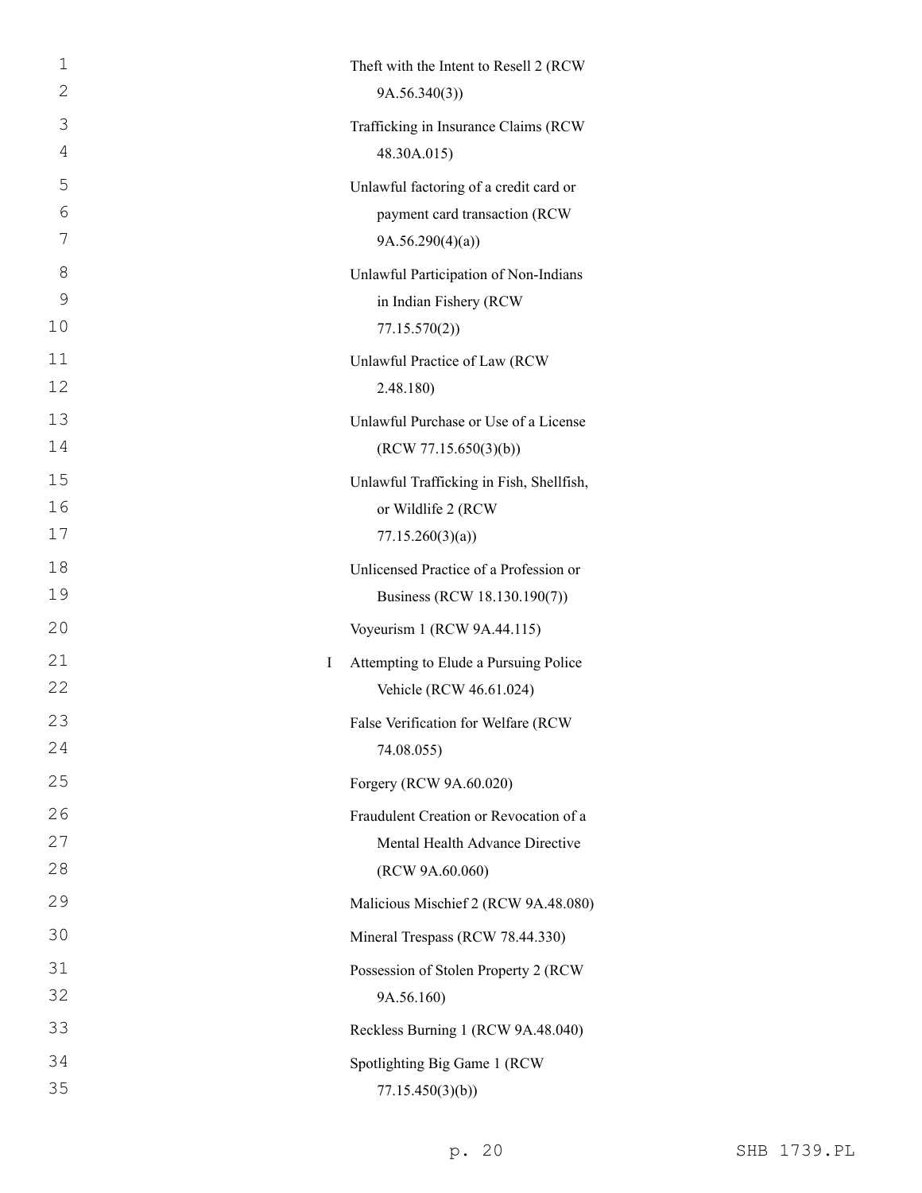Theft with the Intent to Resell 2 (RCW 9A.56.340(3))

Trafficking in Insurance Claims (RCW 48.30A.015)

Unlawful factoring of a credit card or payment card transaction (RCW 9A.56.290(4)(a))

Unlawful Participation of Non-Indians in Indian Fishery (RCW 77.15.570(2))

Unlawful Practice of Law (RCW 2.48.180)

Unlawful Purchase or Use of a License (RCW 77.15.650(3)(b))

Unlawful Trafficking in Fish, Shellfish, or Wildlife 2 (RCW 77.15.260(3)(a))

Unlicensed Practice of a Profession or Business (RCW 18.130.190(7))

Voyeurism 1 (RCW 9A.44.115)

I Attempting to Elude a Pursuing Police Vehicle (RCW 46.61.024)

False Verification for Welfare (RCW 74.08.055)

Forgery (RCW 9A.60.020)

Fraudulent Creation or Revocation of a Mental Health Advance Directive (RCW 9A.60.060)

Malicious Mischief 2 (RCW 9A.48.080)

Mineral Trespass (RCW 78.44.330)

Possession of Stolen Property 2 (RCW 9A.56.160)

Reckless Burning 1 (RCW 9A.48.040)

Spotlighting Big Game 1 (RCW 77.15.450(3)(b))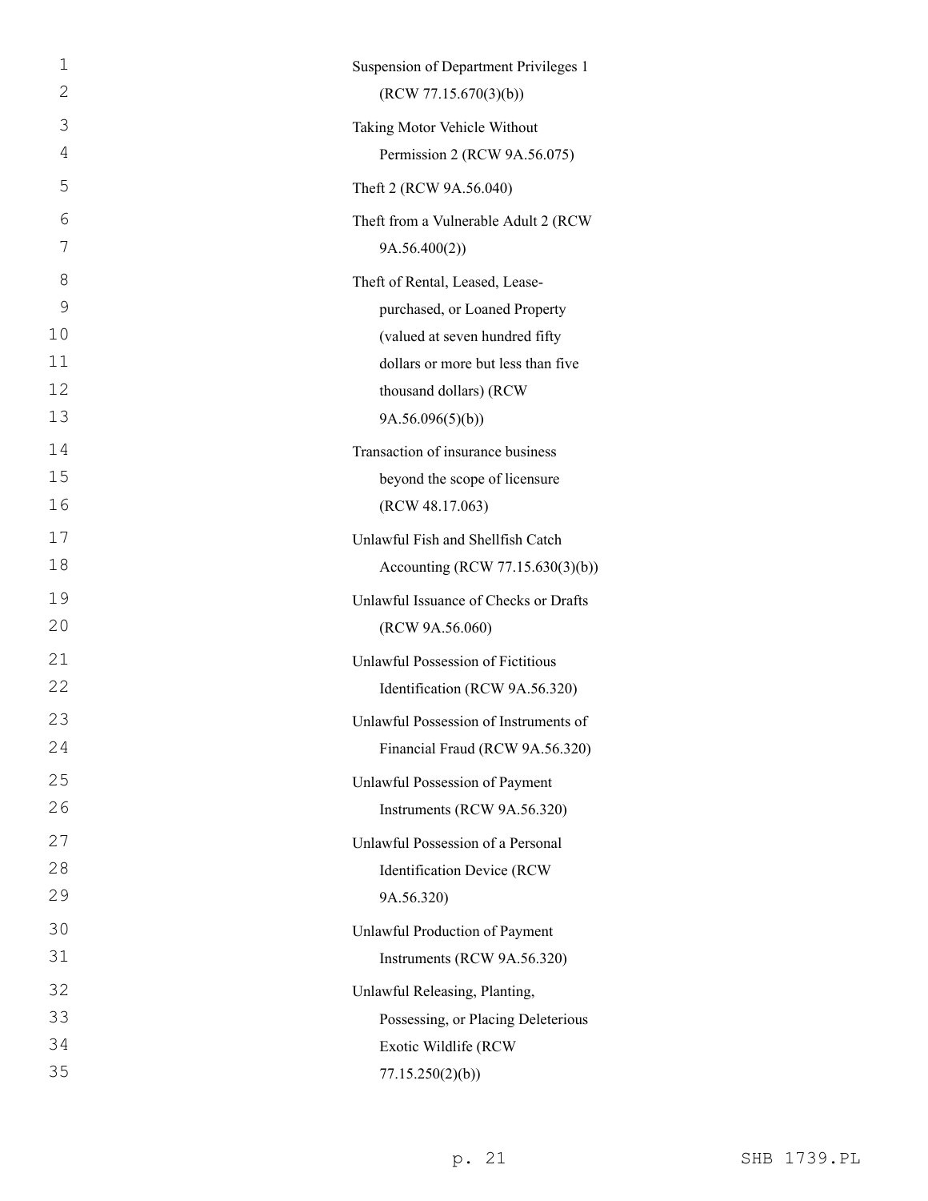Suspension of Department Privileges 1 (RCW 77.15.670(3)(b))

Taking Motor Vehicle Without Permission 2 (RCW 9A.56.075)

Theft 2 (RCW 9A.56.040)

Theft from a Vulnerable Adult 2 (RCW 9A.56.400(2))

Theft of Rental, Leased, Lease-purchased, or Loaned Property (valued at seven hundred fifty dollars or more but less than five thousand dollars) (RCW 9A.56.096(5)(b))

Transaction of insurance business beyond the scope of licensure (RCW 48.17.063)

Unlawful Fish and Shellfish Catch Accounting (RCW 77.15.630(3)(b))

Unlawful Issuance of Checks or Drafts (RCW 9A.56.060)

Unlawful Possession of Fictitious Identification (RCW 9A.56.320)

Unlawful Possession of Instruments of Financial Fraud (RCW 9A.56.320)

Unlawful Possession of Payment Instruments (RCW 9A.56.320)

Unlawful Possession of a Personal Identification Device (RCW 9A.56.320)

Unlawful Production of Payment Instruments (RCW 9A.56.320)

Unlawful Releasing, Planting, Possessing, or Placing Deleterious Exotic Wildlife (RCW 77.15.250(2)(b))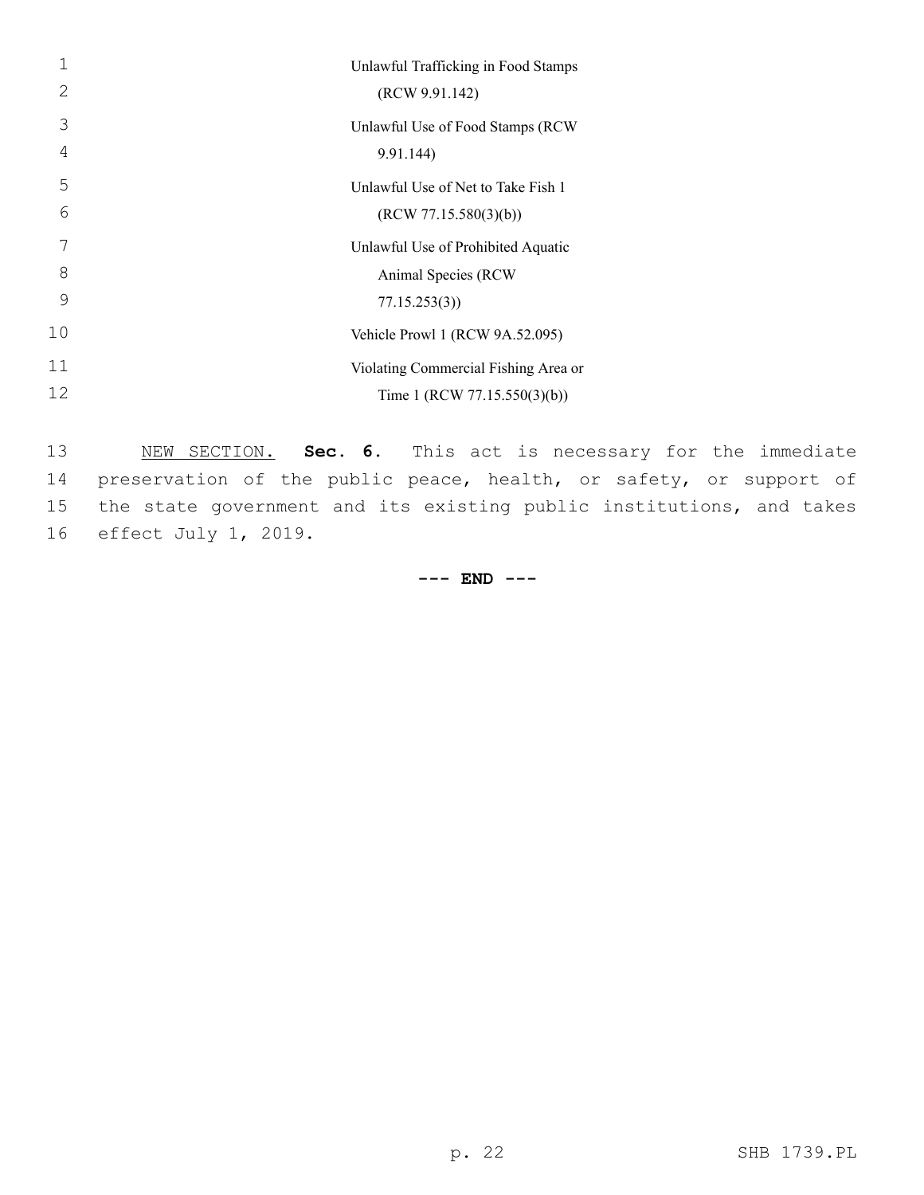Unlawful Trafficking in Food Stamps (RCW 9.91.142)

Unlawful Use of Food Stamps (RCW 9.91.144)

Unlawful Use of Net to Take Fish 1 (RCW 77.15.580(3)(b))

Unlawful Use of Prohibited Aquatic Animal Species (RCW 77.15.253(3))

Vehicle Prowl 1 (RCW 9A.52.095)

Violating Commercial Fishing Area or Time 1 (RCW 77.15.550(3)(b))

NEW SECTION. **Sec. 6.** This act is necessary for the immediate preservation of the public peace, health, or safety, or support of the state government and its existing public institutions, and takes effect July 1, 2019.

**--- END ---**